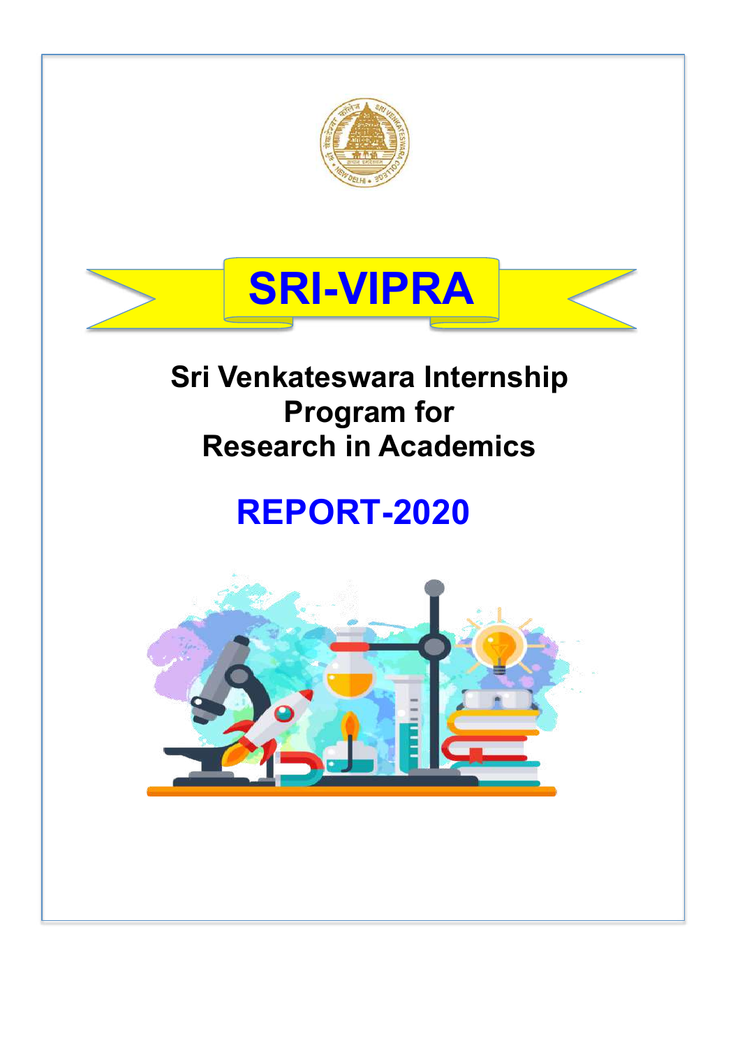# SRI-VIPRA

## Sri Venkateswara Internship Program for Research in Academics

# REPORT-2020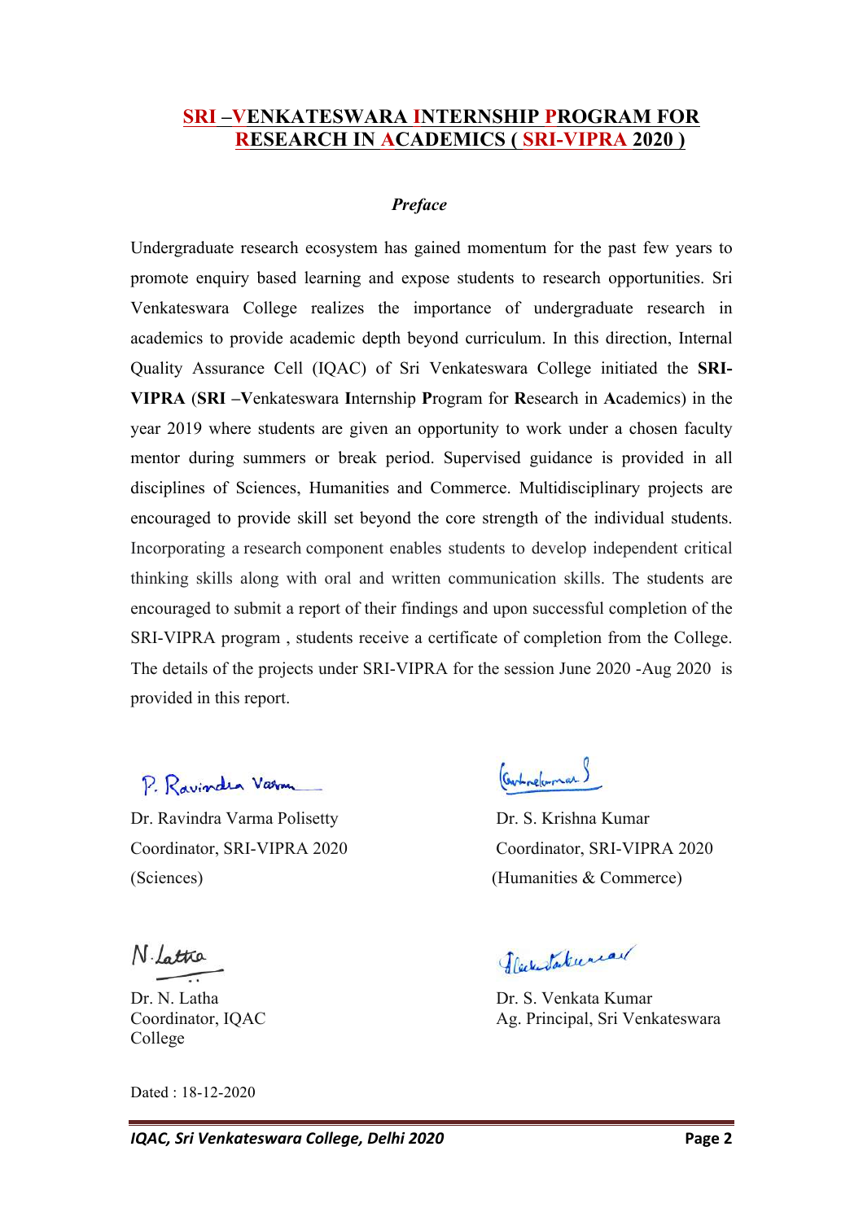# SRI –VENKATESWARA INTERNSHIP PROGRAM FOR RESEARCH IN ACADEMICS ( SRI-VIPRA 2020 )

### *Preface*

Undergraduate research ecosystem has gained momentum for the past few years to promote enquiry based learning and expose students to research opportunities. Sri Venkateswara College realizes the importance of undergraduate research in academics to provide academic depth beyond curriculum. In this direction, Internal Quality Assurance Cell (IQAC) of Sri Venkateswara College initiated the **SRI-VIPRA** (**SRI** –**V**enkateswara **I**nternship **P**rogram for **R**esearch in **A**cademics) in the year 2019 where students are given an opportunity to work under a chosen faculty mentor during summers or break period. Supervised guidance is provided in all disciplines of Sciences, Humanities and Commerce. Multidisciplinary projects are encouraged to provide skill set beyond the core strength of the individual students. Incorporating a research component enables students to develop independent critical thinking skills along with oral and written communication skills. The students are encouraged to submit a report of their findings and upon successful completion of the SRI-VIPRA program , students receive a certificate of completion from the College. The details of the projects under SRI-VIPRA for the session June 2020 -Aug 2020 is provided in this report.

Dr. Ravindra Varma Polisetty
Coordinator, SRI-VIPRA 2020
(Sciences)

Dr. S. Krishna Kumar
Coordinator, SRI-VIPRA 2020
(Humanities & Commerce)

Dr. N. Latha
Coordinator, IQAC
College

Dr. S. Venkata Kumar
Ag. Principal, Sri Venkateswara

Dated : 18-12-2020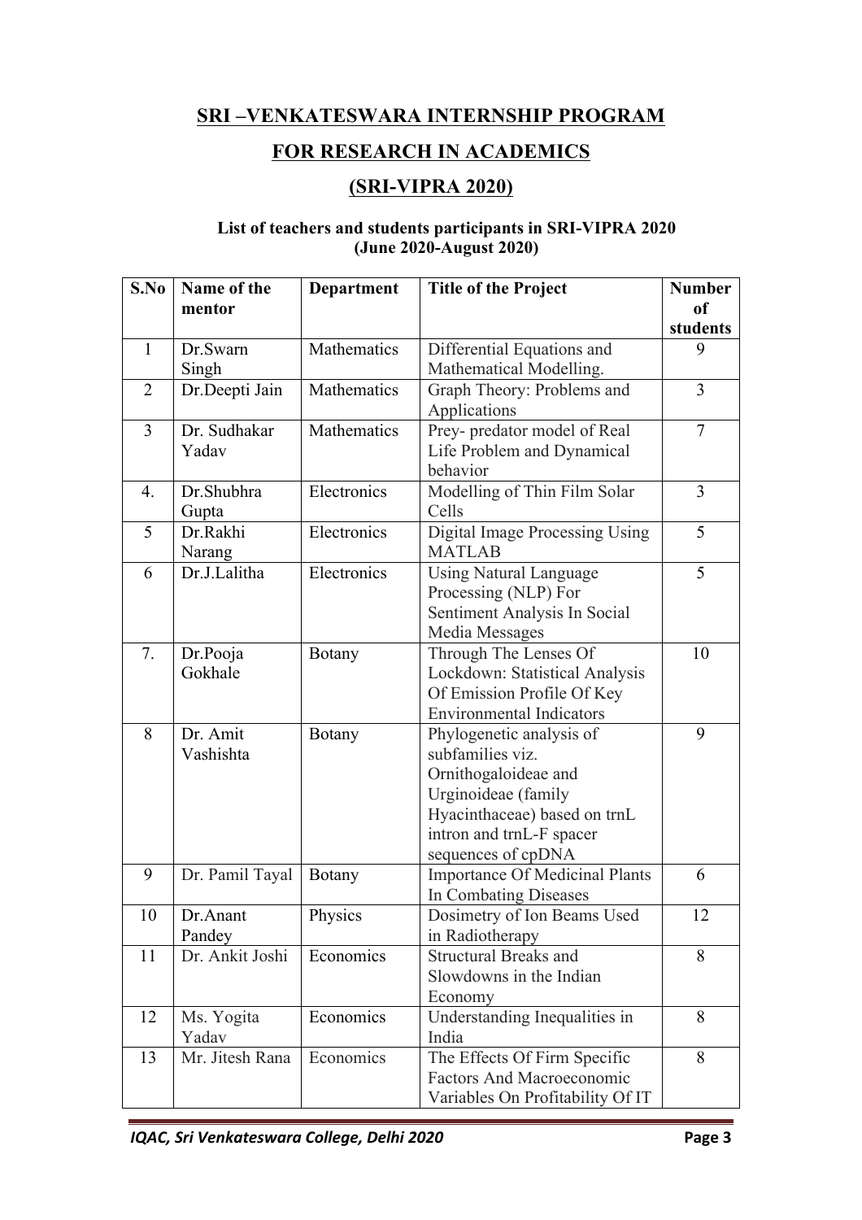## SRI –VENKATESWARA INTERNSHIP PROGRAM

## FOR RESEARCH IN ACADEMICS

## (SRI-VIPRA 2020)

### List of teachers and students participants in SRI-VIPRA 2020 (June 2020-August 2020)

| S.No | Name of the mentor | Department | Title of the Project | Number of students |
|---|---|---|---|---|
| 1 | Dr.Swarn Singh | Mathematics | Differential Equations and Mathematical Modelling. | 9 |
| 2 | Dr.Deepti Jain | Mathematics | Graph Theory: Problems and Applications | 3 |
| 3 | Dr. Sudhakar Yadav | Mathematics | Prey- predator model of Real Life Problem and Dynamical behavior | 7 |
| 4. | Dr.Shubhra Gupta | Electronics | Modelling of Thin Film Solar Cells | 3 |
| 5 | Dr.Rakhi Narang | Electronics | Digital Image Processing Using MATLAB | 5 |
| 6 | Dr.J.Lalitha | Electronics | Using Natural Language Processing (NLP) For Sentiment Analysis In Social Media Messages | 5 |
| 7. | Dr.Pooja Gokhale | Botany | Through The Lenses Of Lockdown: Statistical Analysis Of Emission Profile Of Key Environmental Indicators | 10 |
| 8 | Dr. Amit Vashishta | Botany | Phylogenetic analysis of subfamilies viz. Ornithogaloideae and Urginoideae (family Hyacinthaceae) based on trnL intron and trnL-F spacer sequences of cpDNA | 9 |
| 9 | Dr. Pamil Tayal | Botany | Importance Of Medicinal Plants In Combating Diseases | 6 |
| 10 | Dr.Anant Pandey | Physics | Dosimetry of Ion Beams Used in Radiotherapy | 12 |
| 11 | Dr. Ankit Joshi | Economics | Structural Breaks and Slowdowns in the Indian Economy | 8 |
| 12 | Ms. Yogita Yadav | Economics | Understanding Inequalities in India | 8 |
| 13 | Mr. Jitesh Rana | Economics | The Effects Of Firm Specific Factors And Macroeconomic Variables On Profitability Of IT | 8 |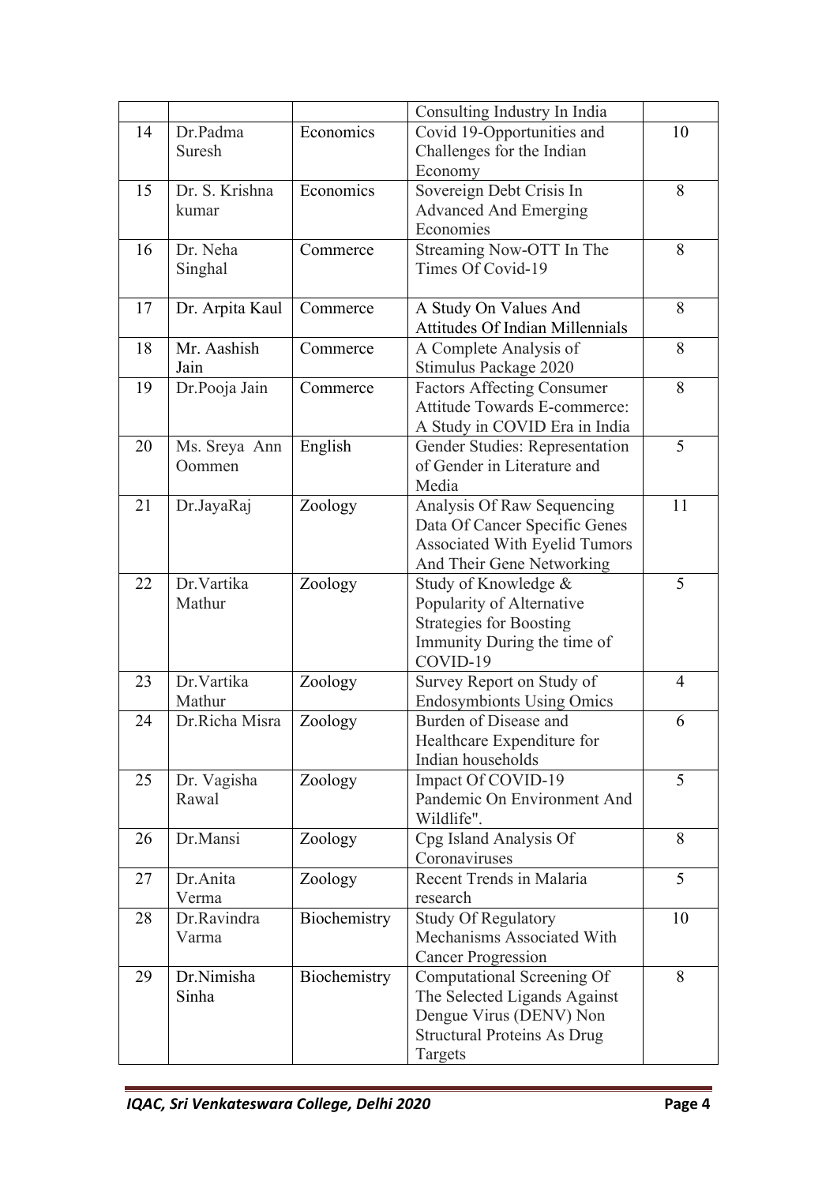|  |  |  | Consulting Industry In India |  |
|---|---|---|---|---|
| 14 | Dr.Padma Suresh | Economics | Covid 19-Opportunities and Challenges for the Indian Economy | 10 |
| 15 | Dr. S. Krishna kumar | Economics | Sovereign Debt Crisis In Advanced And Emerging Economies | 8 |
| 16 | Dr. Neha Singhal | Commerce | Streaming Now-OTT In The Times Of Covid-19 | 8 |
| 17 | Dr. Arpita Kaul | Commerce | A Study On Values And Attitudes Of Indian Millennials | 8 |
| 18 | Mr. Aashish Jain | Commerce | A Complete Analysis of Stimulus Package 2020 | 8 |
| 19 | Dr.Pooja Jain | Commerce | Factors Affecting Consumer Attitude Towards E-commerce: A Study in COVID Era in India | 8 |
| 20 | Ms. Sreya Ann Oommen | English | Gender Studies: Representation of Gender in Literature and Media | 5 |
| 21 | Dr.JayaRaj | Zoology | Analysis Of Raw Sequencing Data Of Cancer Specific Genes Associated With Eyelid Tumors And Their Gene Networking | 11 |
| 22 | Dr.Vartika Mathur | Zoology | Study of Knowledge & Popularity of Alternative Strategies for Boosting Immunity During the time of COVID-19 | 5 |
| 23 | Dr.Vartika Mathur | Zoology | Survey Report on Study of Endosymbionts Using Omics | 4 |
| 24 | Dr.Richa Misra | Zoology | Burden of Disease and Healthcare Expenditure for Indian households | 6 |
| 25 | Dr. Vagisha Rawal | Zoology | Impact Of COVID-19 Pandemic On Environment And Wildlife". | 5 |
| 26 | Dr.Mansi | Zoology | Cpg Island Analysis Of Coronaviruses | 8 |
| 27 | Dr.Anita Verma | Zoology | Recent Trends in Malaria research | 5 |
| 28 | Dr.Ravindra Varma | Biochemistry | Study Of Regulatory Mechanisms Associated With Cancer Progression | 10 |
| 29 | Dr.Nimisha Sinha | Biochemistry | Computational Screening Of The Selected Ligands Against Dengue Virus (DENV) Non Structural Proteins As Drug Targets | 8 |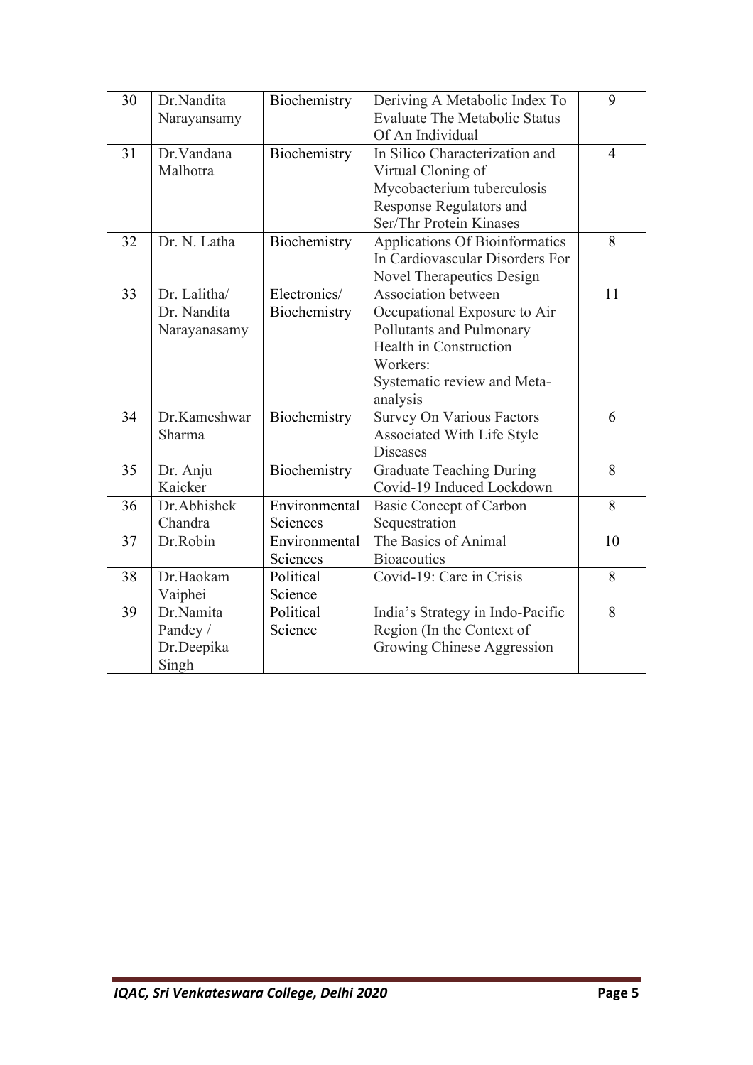| | | | | |
|---|---|---|---|---|
| 30 | Dr.Nandita Narayansamy | Biochemistry | Deriving A Metabolic Index To Evaluate The Metabolic Status Of An Individual | 9 |
| 31 | Dr.Vandana Malhotra | Biochemistry | In Silico Characterization and Virtual Cloning of Mycobacterium tuberculosis Response Regulators and Ser/Thr Protein Kinases | 4 |
| 32 | Dr. N. Latha | Biochemistry | Applications Of Bioinformatics In Cardiovascular Disorders For Novel Therapeutics Design | 8 |
| 33 | Dr. Lalitha/ Dr. Nandita Narayanasamy | Electronics/ Biochemistry | Association between Occupational Exposure to Air Pollutants and Pulmonary Health in Construction Workers: Systematic review and Meta-analysis | 11 |
| 34 | Dr.Kameshwar Sharma | Biochemistry | Survey On Various Factors Associated With Life Style Diseases | 6 |
| 35 | Dr. Anju Kaicker | Biochemistry | Graduate Teaching During Covid-19 Induced Lockdown | 8 |
| 36 | Dr.Abhishek Chandra | Environmental Sciences | Basic Concept of Carbon Sequestration | 8 |
| 37 | Dr.Robin | Environmental Sciences | The Basics of Animal Bioacoutics | 10 |
| 38 | Dr.Haokam Vaiphei | Political Science | Covid-19: Care in Crisis | 8 |
| 39 | Dr.Namita Pandey / Dr.Deepika Singh | Political Science | India's Strategy in Indo-Pacific Region (In the Context of Growing Chinese Aggression | 8 |